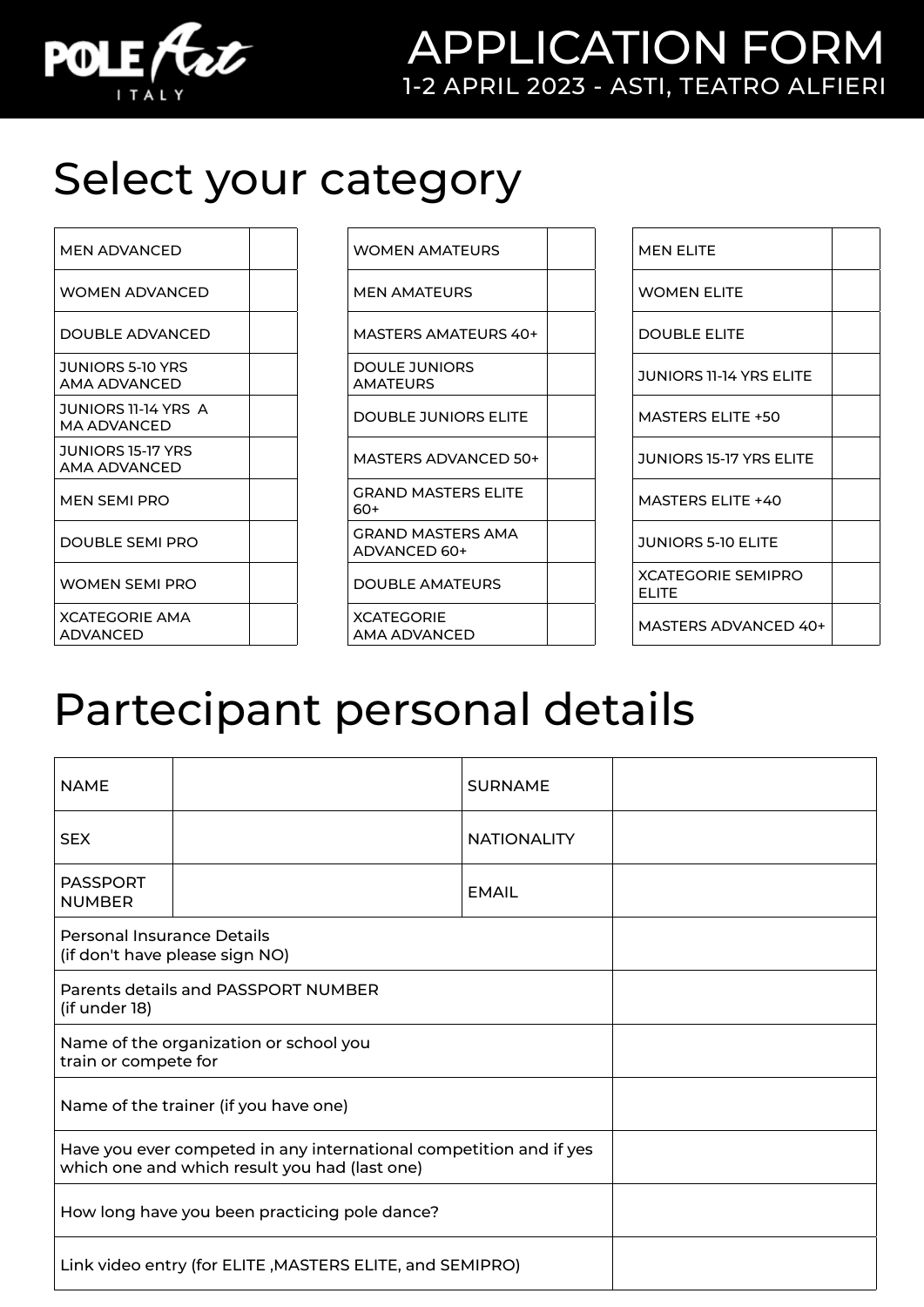POLE Art ITALY

# APPLICATION FORM

1-2 APRIL 2023 - ASTI, TEATRO ALFIERI

## Select your category

| Category | | Category | | Category | |
|---|---|---|---|---|---|
| MEN ADVANCED | | WOMEN AMATEURS | | MEN ELITE | |
| WOMEN ADVANCED | | MEN AMATEURS | | WOMEN ELITE | |
| DOUBLE ADVANCED | | MASTERS AMATEURS 40+ | | DOUBLE ELITE | |
| JUNIORS 5-10 YRS AMA ADVANCED | | DOULE JUNIORS AMATEURS | | JUNIORS 11-14 YRS ELITE | |
| JUNIORS 11-14 YRS A MA ADVANCED | | DOUBLE JUNIORS ELITE | | MASTERS ELITE +50 | |
| JUNIORS 15-17 YRS AMA ADVANCED | | MASTERS ADVANCED 50+ | | JUNIORS 15-17 YRS ELITE | |
| MEN SEMI PRO | | GRAND MASTERS ELITE 60+ | | MASTERS ELITE +40 | |
| DOUBLE SEMI PRO | | GRAND MASTERS AMA ADVANCED 60+ | | JUNIORS 5-10 ELITE | |
| WOMEN SEMI PRO | | DOUBLE AMATEURS | | XCATEGORIE SEMIPRO ELITE | |
| XCATEGORIE AMA ADVANCED | | XCATEGORIE AMA ADVANCED | | MASTERS ADVANCED 40+ | |

## Partecipant personal details

| | | | |
|---|---|---|---|
| NAME | | SURNAME | |
| SEX | | NATIONALITY | |
| PASSPORT NUMBER | | EMAIL | |

| | |
|---|---|
| Personal Insurance Details (if don't have please sign NO) | |
| Parents details and PASSPORT NUMBER (if under 18) | |
| Name of the organization or school you train or compete for | |
| Name of the trainer (if you have one) | |
| Have you ever competed in any international competition and if yes which one and which result you had (last one) | |
| How long have you been practicing pole dance? | |
| Link video entry (for ELITE ,MASTERS ELITE, and SEMIPRO) | |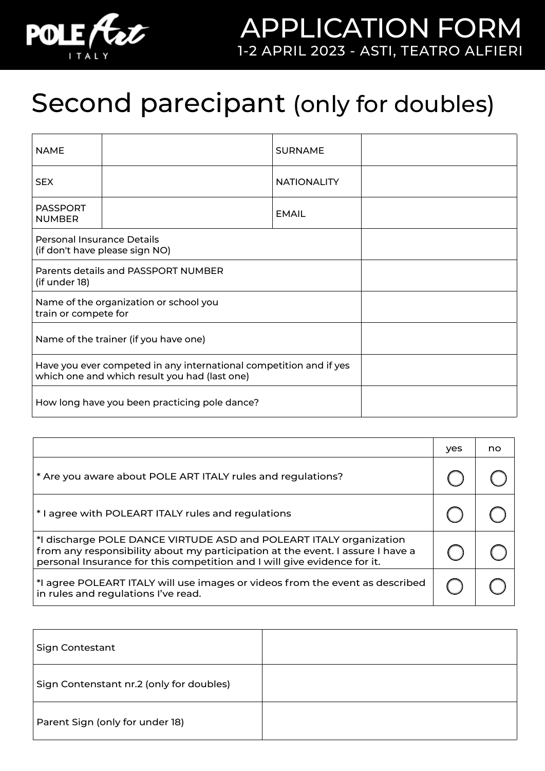# APPLICATION FORM

1-2 APRIL 2023 - ASTI, TEATRO ALFIERI

# Second parecipant (only for doubles)

| | | | |
|---|---|---|---|
| NAME | | SURNAME | |
| SEX | | NATIONALITY | |
| PASSPORT NUMBER | | EMAIL | |
| Personal Insurance Details (if don't have please sign NO) | | | |
| Parents details and PASSPORT NUMBER (if under 18) | | | |
| Name of the organization or school you train or compete for | | | |
| Name of the trainer (if you have one) | | | |
| Have you ever competed in any international competition and if yes which one and which result you had (last one) | | | |
| How long have you been practicing pole dance? | | | |

| | yes | no |
|---|---|---|
| * Are you aware about POLE ART ITALY rules and regulations? | ◯ | ◯ |
| * I agree with POLEART ITALY rules and regulations | ◯ | ◯ |
| *I discharge POLE DANCE VIRTUDE ASD and POLEART ITALY organization from any responsibility about my participation at the event. I assure I have a personal Insurance for this competition and I will give evidence for it. | ◯ | ◯ |
| *I agree POLEART ITALY will use images or videos from the event as described in rules and regulations I've read. | ◯ | ◯ |

| | |
|---|---|
| Sign Contestant | |
| Sign Contenstant nr.2 (only for doubles) | |
| Parent Sign (only for under 18) | |